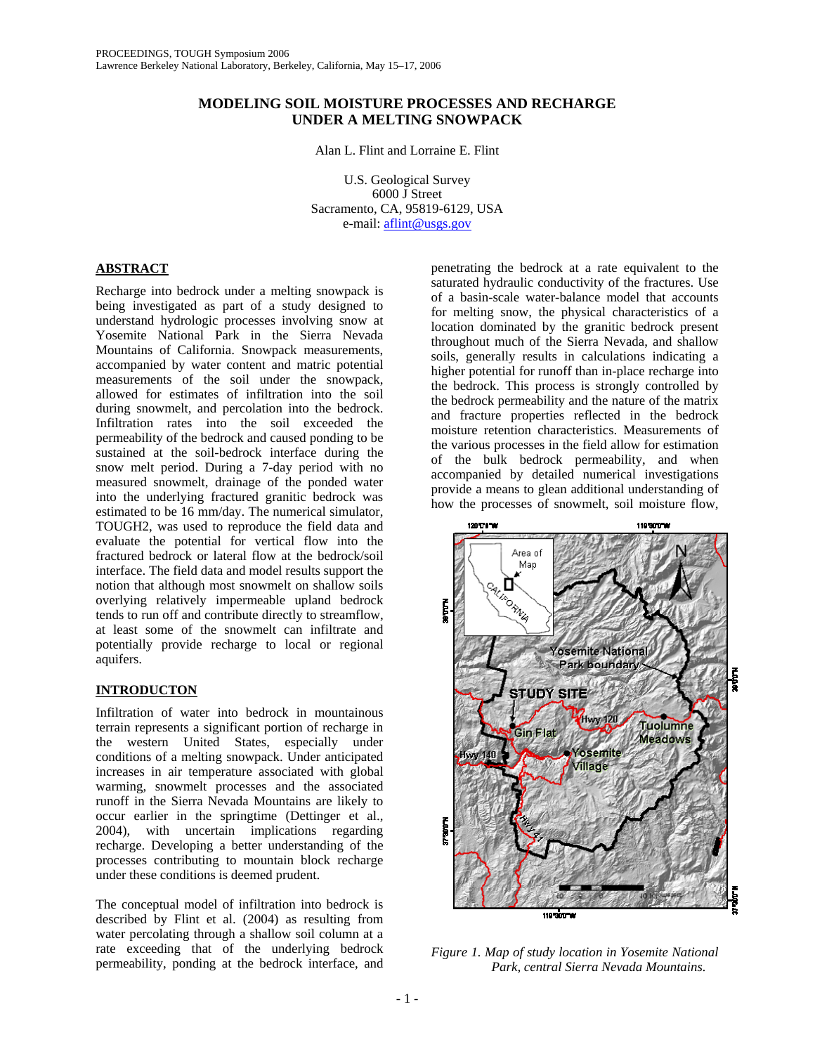# MODELING SOIL MOISTURE PROCESSES AND RECHARGE UNDER A MELTING SNOWPACK

Alan L. Flint and Lorraine E. Flint

U.S. Geological Survey
6000 J Street
Sacramento, CA, 95819-6129, USA
e-mail: aflint@usgs.gov

## ABSTRACT

Recharge into bedrock under a melting snowpack is being investigated as part of a study designed to understand hydrologic processes involving snow at Yosemite National Park in the Sierra Nevada Mountains of California. Snowpack measurements, accompanied by water content and matric potential measurements of the soil under the snowpack, allowed for estimates of infiltration into the soil during snowmelt, and percolation into the bedrock. Infiltration rates into the soil exceeded the permeability of the bedrock and caused ponding to be sustained at the soil-bedrock interface during the snow melt period. During a 7-day period with no measured snowmelt, drainage of the ponded water into the underlying fractured granitic bedrock was estimated to be 16 mm/day. The numerical simulator, TOUGH2, was used to reproduce the field data and evaluate the potential for vertical flow into the fractured bedrock or lateral flow at the bedrock/soil interface. The field data and model results support the notion that although most snowmelt on shallow soils overlying relatively impermeable upland bedrock tends to run off and contribute directly to streamflow, at least some of the snowmelt can infiltrate and potentially provide recharge to local or regional aquifers.

## INTRODUCTON

Infiltration of water into bedrock in mountainous terrain represents a significant portion of recharge in the western United States, especially under conditions of a melting snowpack. Under anticipated increases in air temperature associated with global warming, snowmelt processes and the associated runoff in the Sierra Nevada Mountains are likely to occur earlier in the springtime (Dettinger et al., 2004), with uncertain implications regarding recharge. Developing a better understanding of the processes contributing to mountain block recharge under these conditions is deemed prudent.

The conceptual model of infiltration into bedrock is described by Flint et al. (2004) as resulting from water percolating through a shallow soil column at a rate exceeding that of the underlying bedrock permeability, ponding at the bedrock interface, and penetrating the bedrock at a rate equivalent to the saturated hydraulic conductivity of the fractures. Use of a basin-scale water-balance model that accounts for melting snow, the physical characteristics of a location dominated by the granitic bedrock present throughout much of the Sierra Nevada, and shallow soils, generally results in calculations indicating a higher potential for runoff than in-place recharge into the bedrock. This process is strongly controlled by the bedrock permeability and the nature of the matrix and fracture properties reflected in the bedrock moisture retention characteristics. Measurements of the various processes in the field allow for estimation of the bulk permeability, and when accompanied by detailed numerical investigations provide a means to glean additional understanding of how the processes of snowmelt, soil moisture flow,

*Figure 1. Map of study location in Yosemite National Park, central Sierra Nevada Mountains.*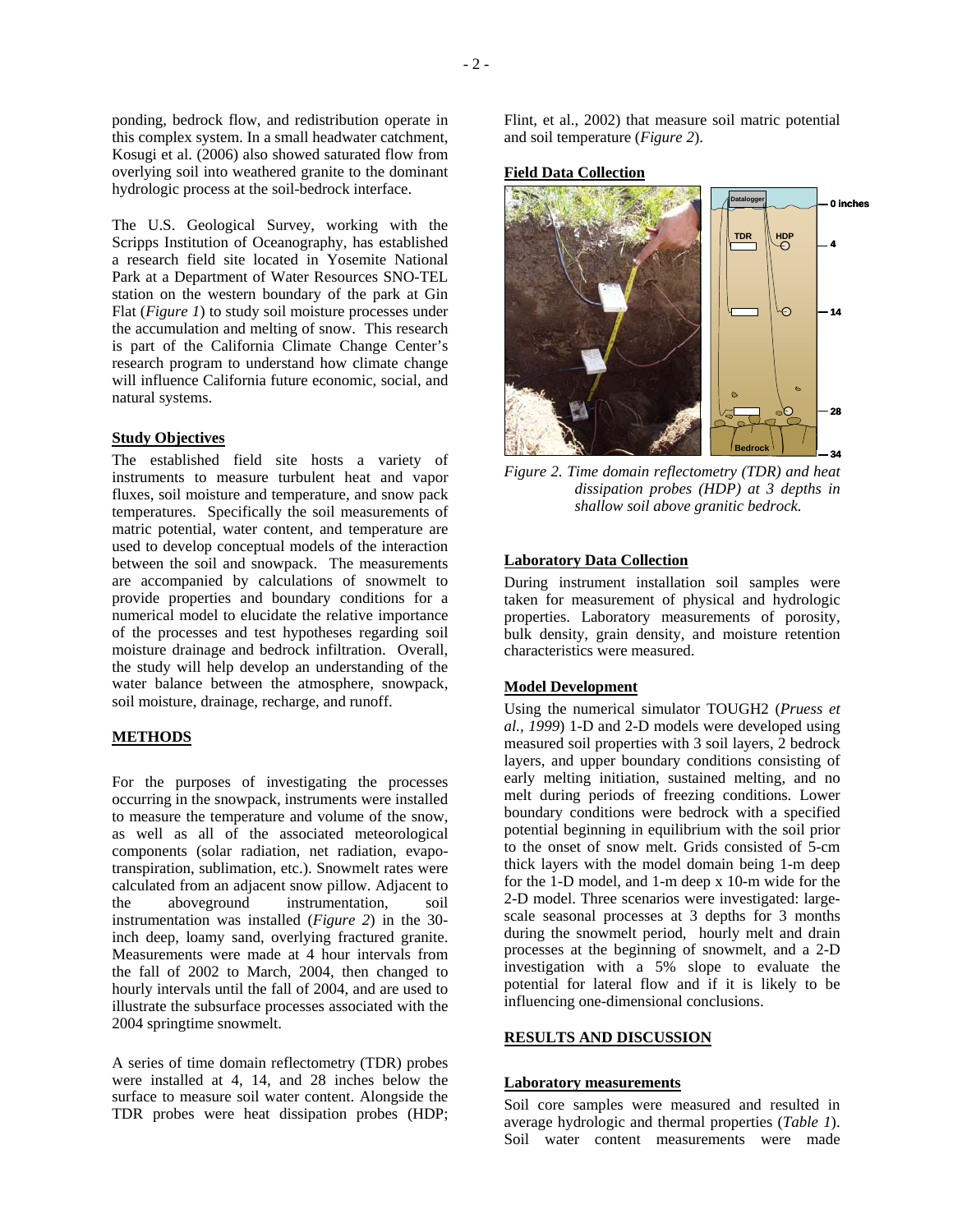ponding, bedrock flow, and redistribution operate in this complex system. In a small headwater catchment, Kosugi et al. (2006) also showed saturated flow from overlying soil into weathered granite to the dominant hydrologic process at the soil-bedrock interface.

The U.S. Geological Survey, working with the Scripps Institution of Oceanography, has established a research field site located in Yosemite National Park at a Department of Water Resources SNO-TEL station on the western boundary of the park at Gin Flat (*Figure 1*) to study soil moisture processes under the accumulation and melting of snow. This research is part of the California Climate Change Center's research program to understand how climate change will influence California future economic, social, and natural systems.

### Study Objectives

The established field site hosts a variety of instruments to measure turbulent heat and vapor fluxes, soil moisture and temperature, and snow pack temperatures. Specifically the soil measurements of matric potential, water content, and temperature are used to develop conceptual models of the interaction between the soil and snowpack. The measurements are accompanied by calculations of snowmelt to provide properties and boundary conditions for a numerical model to elucidate the relative importance of the processes and test hypotheses regarding soil moisture drainage and bedrock infiltration. Overall, the study will help develop an understanding of the water balance between the atmosphere, snowpack, soil moisture, drainage, recharge, and runoff.

## METHODS

For the purposes of investigating the processes occurring in the snowpack, instruments were installed to measure the temperature and volume of the snow, as well as all of the associated meteorological components (solar radiation, net radiation, evapotranspiration, sublimation, etc.). Snowmelt rates were calculated from an adjacent snow pillow. Adjacent to the aboveground instrumentation, soil instrumentation was installed (*Figure 2*) in the 30-inch deep, loamy sand, overlying fractured granite. Measurements were made at 4 hour intervals from the fall of 2002 to March, 2004, then changed to hourly intervals until the fall of 2004, and are used to illustrate the subsurface processes associated with the 2004 springtime snowmelt.

A series of time domain reflectometry (TDR) probes were installed at 4, 14, and 28 inches below the surface to measure soil water content. Alongside the TDR probes were heat dissipation probes (HDP; Flint, et al., 2002) that measure soil matric potential and soil temperature (*Figure 2*).

### Field Data Collection

*Figure 2. Time domain reflectometry (TDR) and heat dissipation probes (HDP) at 3 depths in shallow soil above granitic bedrock.*

### Laboratory Data Collection

During instrument installation soil samples were taken for measurement of physical and hydrologic properties. Laboratory measurements of porosity, bulk density, grain density, and moisture retention characteristics were measured.

### Model Development

Using the numerical simulator TOUGH2 (*Pruess et al., 1999*) 1-D and 2-D models were developed using measured soil properties with 3 soil layers, 2 bedrock layers, and upper boundary conditions consisting of early melting initiation, sustained melting, and no melt during periods of freezing conditions. Lower boundary conditions were bedrock with a specified potential beginning in equilibrium with the soil prior to the onset of snow melt. Grids consisted of 5-cm thick layers with the model domain being 1-m deep for the 1-D model, and 1-m deep x 10-m wide for the 2-D model. Three scenarios were investigated: large-scale seasonal processes at 3 depths for 3 months during the snowmelt period, hourly melt and drain processes at the beginning of snowmelt, and a 2-D investigation with a 5% slope to evaluate the potential for lateral flow and if it is likely to be influencing one-dimensional conclusions.

## RESULTS AND DISCUSSION

### Laboratory measurements

Soil core samples were measured and resulted in average hydrologic and thermal properties (*Table 1*). Soil water content measurements were made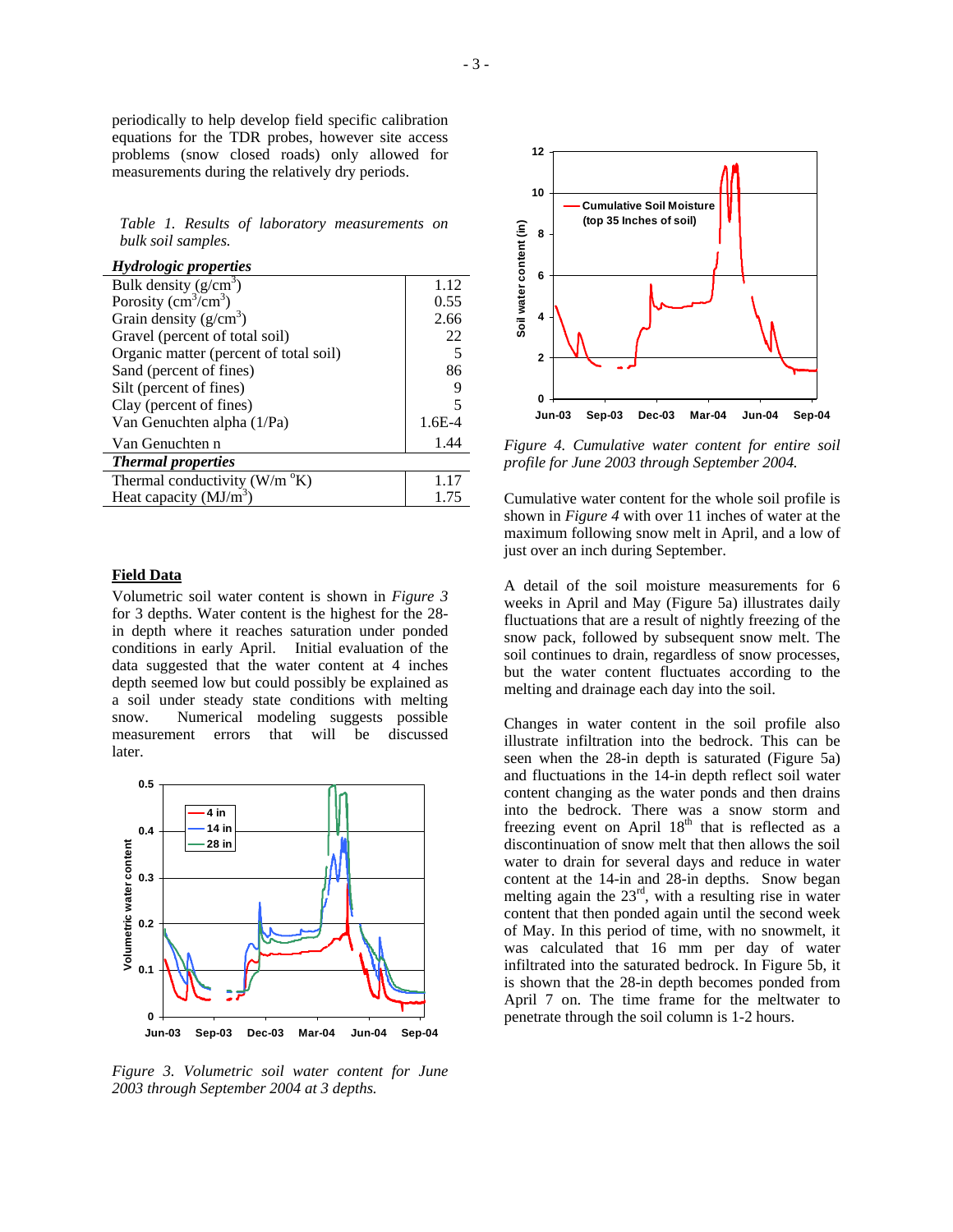periodically to help develop field specific calibration equations for the TDR probes, however site access problems (snow closed roads) only allowed for measurements during the relatively dry periods.

*Table 1. Results of laboratory measurements on bulk soil samples.*

| ***Hydrologic properties*** | |
|---|---|
| Bulk density ($g/cm^3$) | 1.12 |
| Porosity ($cm^3/cm^3$) | 0.55 |
| Grain density ($g/cm^3$) | 2.66 |
| Gravel (percent of total soil) | 22 |
| Organic matter (percent of total soil) | 5 |
| Sand (percent of fines) | 86 |
| Silt (percent of fines) | 9 |
| Clay (percent of fines) | 5 |
| Van Genuchten alpha (1/Pa) | 1.6E-4 |
| Van Genuchten n | 1.44 |
| ***Thermal properties*** | |
| Thermal conductivity (W/m °K) | 1.17 |
| Heat capacity ($MJ/m^3$) | 1.75 |

## Field Data

Volumetric soil water content is shown in *Figure 3* for 3 depths. Water content is the highest for the 28-in depth where it reaches saturation under ponded conditions in early April. Initial evaluation of the data suggested that the water content at 4 inches depth seemed low but could possibly be explained as a soil under steady state conditions with melting snow. Numerical modeling suggests possible measurement errors that will be discussed later.

*Figure 3. Volumetric soil water content for June 2003 through September 2004 at 3 depths.*

*Figure 4. Cumulative water content for entire soil profile for June 2003 through September 2004.*

Cumulative water content for the whole soil profile is shown in *Figure 4* with over 11 inches of water at the maximum following snow melt in April, and a low of just over an inch during September.

A detail of the soil moisture measurements for 6 weeks in April and May (Figure 5a) illustrates daily fluctuations that are a result of nightly freezing of the snow pack, followed by subsequent snow melt. The soil continues to drain, regardless of snow processes, but the water content fluctuates according to the melting and drainage each day into the soil.

Changes in water content in the soil profile also illustrate infiltration into the bedrock. This can be seen when the 28-in depth is saturated (Figure 5a) and fluctuations in the 14-in depth reflect soil water content changing as the water ponds and then drains into the bedrock. There was a snow storm and freezing event on April 18th that is reflected as a discontinuation of snow melt that then allows the soil water to drain for several days and reduce in water content at the 14-in and 28-in depths. Snow began melting again the 23rd, with a resulting rise in water content that then ponded again until the second week of May. In this period of time, with no snowmelt, it was calculated that 16 mm per day of water infiltrated into the saturated bedrock. In Figure 5b, it is shown that the 28-in depth becomes ponded from April 7 on. The time frame for the meltwater to penetrate through the soil column is 1-2 hours.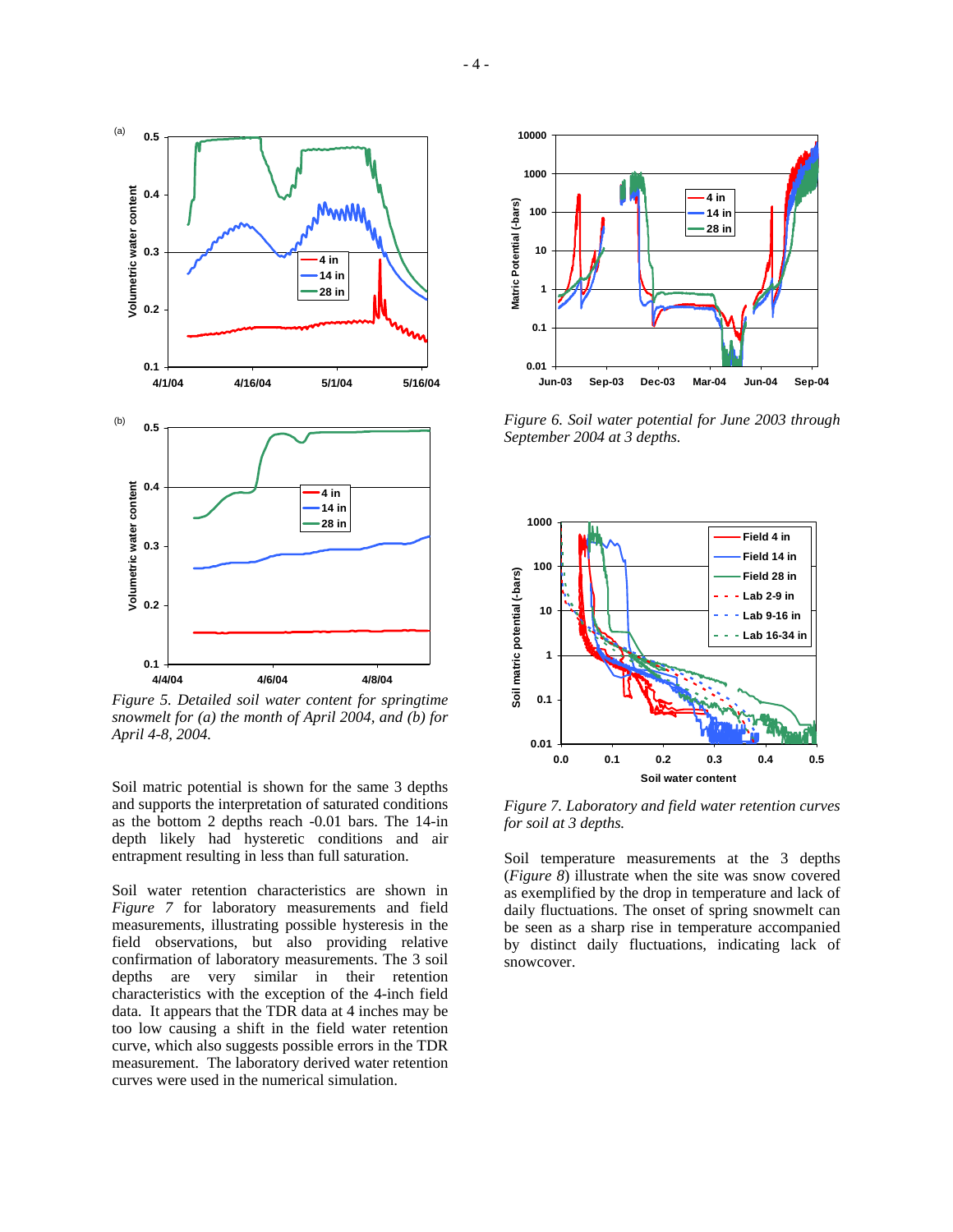Figure 5. Detailed soil water content for springtime snowmelt for (a) the month of April 2004, and (b) for April 4-8, 2004.

Figure 6. Soil water potential for June 2003 through September 2004 at 3 depths.

Soil matric potential is shown for the same 3 depths and supports the interpretation of saturated conditions as the bottom 2 depths reach -0.01 bars. The 14-in depth likely had hysteretic conditions and air entrapment resulting in less than full saturation.

Soil water retention characteristics are shown in *Figure 7* for laboratory measurements and field measurements, illustrating possible hysteresis in the field observations, but also providing relative confirmation of laboratory measurements. The 3 soil depths are very similar in their retention characteristics with the exception of the 4-inch field data. It appears that the TDR data at 4 inches may be too low causing a shift in the field water retention curve, which also suggests possible errors in the TDR measurement. The laboratory derived water retention curves were used in the numerical simulation.

Figure 7. Laboratory and field water retention curves for soil at 3 depths.

Soil temperature measurements at the 3 depths (*Figure 8*) illustrate when the site was snow covered as exemplified by the drop in temperature and lack of daily fluctuations. The onset of spring snowmelt can be seen as a sharp rise in temperature accompanied by distinct daily fluctuations, indicating lack of snowcover.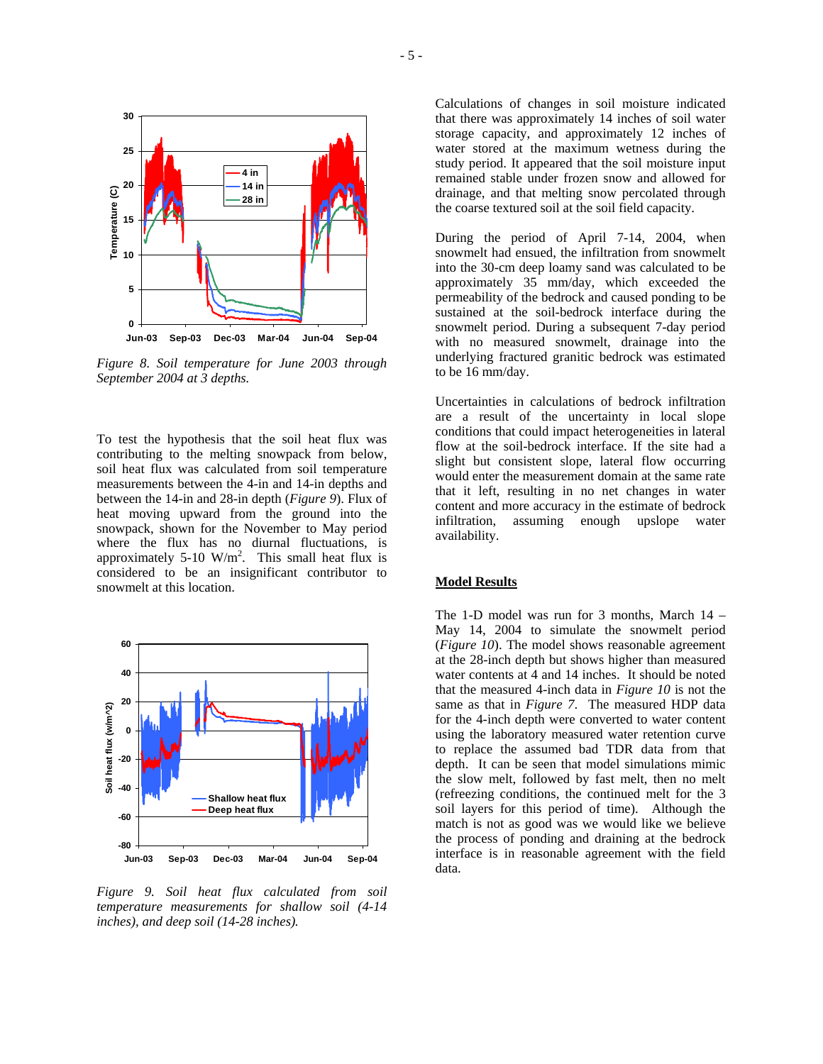*Figure 8. Soil temperature for June 2003 through September 2004 at 3 depths.*

To test the hypothesis that the soil heat flux was contributing to the melting snowpack from below, soil heat flux was calculated from soil temperature measurements between the 4-in and 14-in depths and between the 14-in and 28-in depth (*Figure 9*). Flux of heat moving upward from the ground into the snowpack, shown for the November to May period where the flux has no diurnal fluctuations, is approximately 5-10 $W/m^2$. This small heat flux is considered to be an insignificant contributor to snowmelt at this location.

*Figure 9. Soil heat flux calculated from soil temperature measurements for shallow soil (4-14 inches), and deep soil (14-28 inches).*

Calculations of changes in soil moisture indicated that there was approximately 14 inches of soil water storage capacity, and approximately 12 inches of water stored at the maximum wetness during the study period. It appeared that the soil moisture input remained stable under frozen snow and allowed for drainage, and that melting snow percolated through the coarse textured soil at the soil field capacity.

During the period of April 7-14, 2004, when snowmelt had ensued, the infiltration from snowmelt into the 30-cm deep loamy sand was calculated to be approximately 35 mm/day, which exceeded the permeability of the bedrock and caused ponding to be sustained at the soil-bedrock interface during the snowmelt period. During a subsequent 7-day period with no measured snowmelt, drainage into the underlying fractured granitic bedrock was estimated to be 16 mm/day.

Uncertainties in calculations of bedrock infiltration are a result of the uncertainty in local slope conditions that could impact heterogeneities in lateral flow at the soil-bedrock interface. If the site had a slight but consistent slope, lateral flow occurring would enter the measurement domain at the same rate that it left, resulting in no net changes in water content and more accuracy in the estimate of bedrock infiltration, assuming enough upslope water availability.

## Model Results

The 1-D model was run for 3 months, March 14 – May 14, 2004 to simulate the snowmelt period (*Figure 10*). The model shows reasonable agreement at the 28-inch depth but shows higher than measured water contents at 4 and 14 inches. It should be noted that the measured 4-inch data in *Figure 10* is not the same as that in *Figure 7*. The measured HDP data for the 4-inch depth were converted to water content using the laboratory measured water retention curve to replace the assumed bad TDR data from that depth. It can be seen that model simulations mimic the slow melt, followed by fast melt, then no melt (refreezing conditions, the continued melt for the 3 soil layers for this period of time). Although the match is not as good was we would like we believe the process of ponding and draining at the bedrock interface is in reasonable agreement with the field data.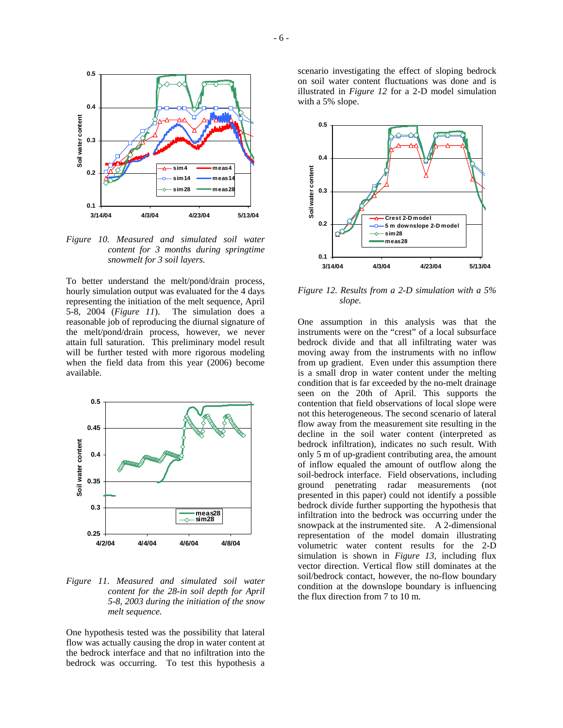*Figure 10. Measured and simulated soil water content for 3 months during springtime snowmelt for 3 soil layers.*

To better understand the melt/pond/drain process, hourly simulation output was evaluated for the 4 days representing the initiation of the melt sequence, April 5-8, 2004 (*Figure 11*). The simulation does a reasonable job of reproducing the diurnal signature of the melt/pond/drain process, however, we never attain full saturation. This preliminary model result will be further tested with more rigorous modeling when the field data from this year (2006) become available.

*Figure 11. Measured and simulated soil water content for the 28-in soil depth for April 5-8, 2003 during the initiation of the snow melt sequence.*

One hypothesis tested was the possibility that lateral flow was actually causing the drop in water content at the bedrock interface and that no infiltration into the bedrock was occurring. To test this hypothesis a scenario investigating the effect of sloping bedrock on soil water content fluctuations was done and is illustrated in *Figure 12* for a 2-D model simulation with a 5% slope.

*Figure 12. Results from a 2-D simulation with a 5% slope.*

One assumption in this analysis was that the instruments were on the "crest" of a local subsurface bedrock divide and that all infiltrating water was moving away from the instruments with no inflow from up gradient. Even under this assumption there is a small drop in water content under the melting condition that is far exceeded by the no-melt drainage seen on the 20th of April. This supports the contention that field observations of local slope were not this heterogeneous. The second scenario of lateral flow away from the measurement site resulting in the decline in the soil water content (interpreted as bedrock infiltration), indicates no such result. With only 5 m of up-gradient contributing area, the amount of inflow equaled the amount of outflow along the soil-bedrock interface. Field observations, including ground penetrating radar measurements (not presented in this paper) could not identify a possible bedrock divide further supporting the hypothesis that infiltration into the bedrock was occurring under the snowpack at the instrumented site. A 2-dimensional representation of the model domain illustrating volumetric water content results for the 2-D simulation is shown in *Figure 13*, including flux vector direction. Vertical flow still dominates at the soil/bedrock contact, however, the no-flow boundary condition at the downslope boundary is influencing the flux direction from 7 to 10 m.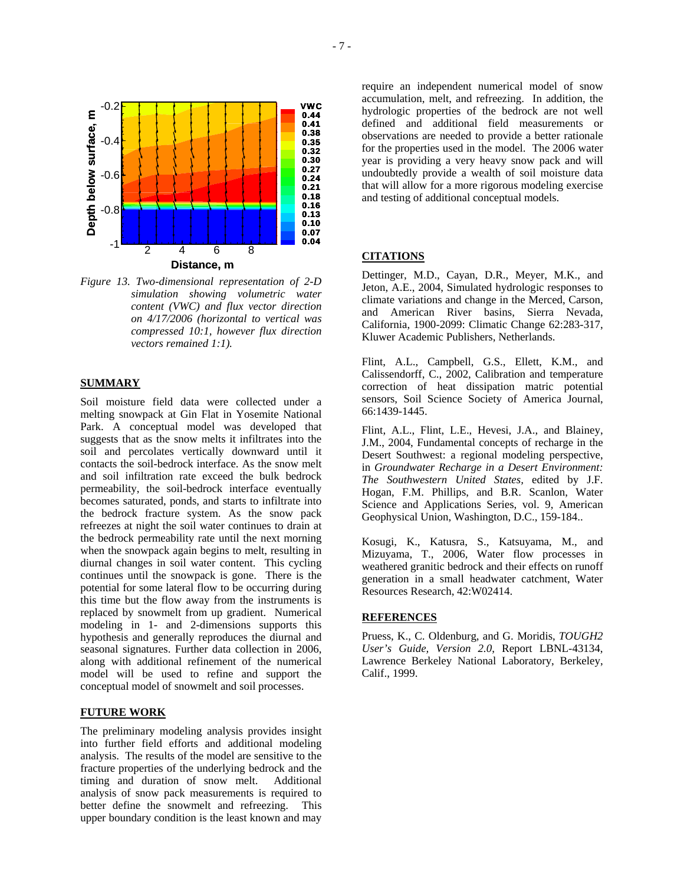-0.2
-0.4
-0.6
-0.8
-1

Depth below surface, m

2 4 6 8

Distance, m

VWC
0.44
0.41
0.38
0.35
0.32
0.30
0.27
0.24
0.21
0.18
0.16
0.13
0.10
0.07
0.04

*Figure 13. Two-dimensional representation of 2-D simulation showing volumetric water content (VWC) and flux vector direction on 4/17/2006 (horizontal to vertical was compressed 10:1, however flux direction vectors remained 1:1).*

## SUMMARY

Soil moisture field data were collected under a melting snowpack at Gin Flat in Yosemite National Park. A conceptual model was developed that suggests that as the snow melts it infiltrates into the soil and percolates vertically downward until it contacts the soil-bedrock interface. As the snow melt and soil infiltration rate exceed the bulk bedrock permeability, the soil-bedrock interface eventually becomes saturated, ponds, and starts to infiltrate into the bedrock fracture system. As the snow pack refreezes at night the soil water continues to drain at the bedrock permeability rate until the next morning when the snowpack again begins to melt, resulting in diurnal changes in soil water content. This cycling continues until the snowpack is gone. There is the potential for some lateral flow to be occurring during this time but the flow away from the instruments is replaced by snowmelt from up gradient. Numerical modeling in 1- and 2-dimensions supports this hypothesis and generally reproduces the diurnal and seasonal signatures. Further data collection in 2006, along with additional refinement of the numerical model will be used to refine and support the conceptual model of snowmelt and soil processes.

## FUTURE WORK

The preliminary modeling analysis provides insight into further field efforts and additional modeling analysis. The results of the model are sensitive to the fracture properties of the underlying bedrock and the timing and duration of snow melt. Additional analysis of snow pack measurements is required to better define the snowmelt and refreezing. This upper boundary condition is the least known and may require an independent numerical model of snow accumulation, melt, and refreezing. In addition, the hydrologic properties of the bedrock are not well defined and additional field measurements or observations are needed to provide a better rationale for the properties used in the model. The 2006 water year is providing a very heavy snow pack and will undoubtedly provide a wealth of soil moisture data that will allow for a more rigorous modeling exercise and testing of additional conceptual models.

## CITATIONS

Dettinger, M.D., Cayan, D.R., Meyer, M.K., and Jeton, A.E., 2004, Simulated hydrologic responses to climate variations and change in the Merced, Carson, and American River basins, Sierra Nevada, California, 1900-2099: Climatic Change 62:283-317, Kluwer Academic Publishers, Netherlands.

Flint, A.L., Campbell, G.S., Ellett, K.M., and Calissendorff, C., 2002, Calibration and temperature correction of heat dissipation matric potential sensors, Soil Science Society of America Journal, 66:1439-1445.

Flint, A.L., Flint, L.E., Hevesi, J.A., and Blainey, J.M., 2004, Fundamental concepts of recharge in the Desert Southwest: a regional modeling perspective, in *Groundwater Recharge in a Desert Environment: The Southwestern United States*, edited by J.F. Hogan, F.M. Phillips, and B.R. Scanlon, Water Science and Applications Series, vol. 9, American Geophysical Union, Washington, D.C., 159-184..

Kosugi, K., Katusra, S., Katsuyama, M., and Mizuyama, T., 2006, Water flow processes in weathered granitic bedrock and their effects on runoff generation in a small headwater catchment, Water Resources Research, 42:W02414.

## REFERENCES

Pruess, K., C. Oldenburg, and G. Moridis, *TOUGH2 User's Guide, Version 2.0*, Report LBNL-43134, Lawrence Berkeley National Laboratory, Berkeley, Calif., 1999.